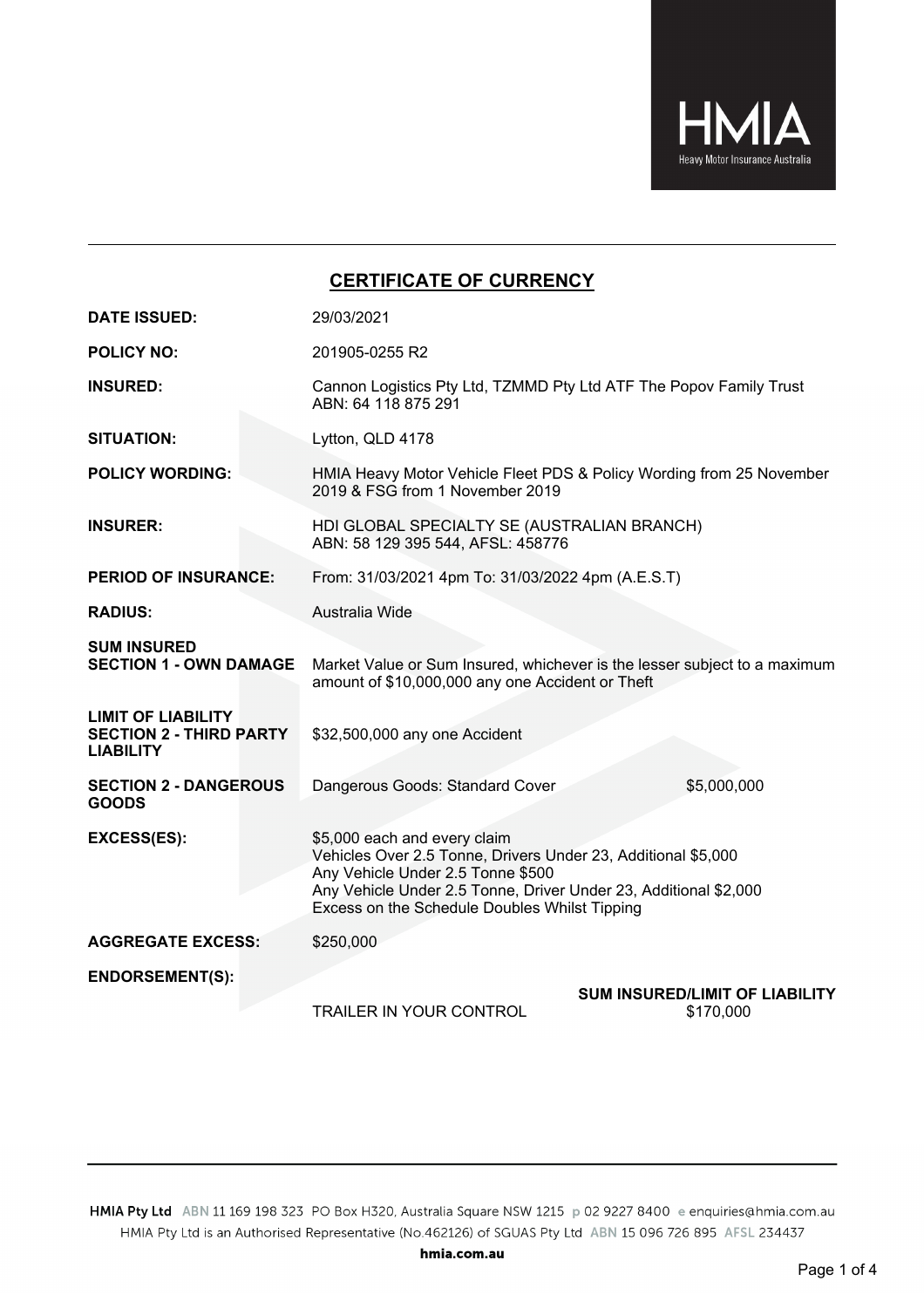HMIA

Heavy Motor Insurance Australia

## CERTIFICATE OF CURRENCY

| | |
|---|---|
| **DATE ISSUED:** | 29/03/2021 |
| **POLICY NO:** | 201905-0255 R2 |
| **INSURED:** | Cannon Logistics Pty Ltd, TZMMD Pty Ltd ATF The Popov Family Trust<br>ABN: 64 118 875 291 |
| **SITUATION:** | Lytton, QLD 4178 |
| **POLICY WORDING:** | HMIA Heavy Motor Vehicle Fleet PDS & Policy Wording from 25 November 2019 & FSG from 1 November 2019 |
| **INSURER:** | HDI GLOBAL SPECIALTY SE (AUSTRALIAN BRANCH)<br>ABN: 58 129 395 544, AFSL: 458776 |
| **PERIOD OF INSURANCE:** | From: 31/03/2021 4pm To: 31/03/2022 4pm (A.E.S.T) |
| **RADIUS:** | Australia Wide |
| **SUM INSURED<br>SECTION 1 - OWN DAMAGE** | Market Value or Sum Insured, whichever is the lesser subject to a maximum amount of $10,000,000 any one Accident or Theft |
| **LIMIT OF LIABILITY<br>SECTION 2 - THIRD PARTY LIABILITY** | $32,500,000 any one Accident |
| **SECTION 2 - DANGEROUS GOODS** | Dangerous Goods: Standard Cover $5,000,000 |
| **EXCESS(ES):** | $5,000 each and every claim<br>Vehicles Over 2.5 Tonne, Drivers Under 23, Additional $5,000<br>Any Vehicle Under 2.5 Tonne $500<br>Any Vehicle Under 2.5 Tonne, Driver Under 23, Additional $2,000<br>Excess on the Schedule Doubles Whilst Tipping |
| **AGGREGATE EXCESS:** | $250,000 |

**ENDORSEMENT(S):**

| | **SUM INSURED/LIMIT OF LIABILITY** |
|---|---|
| TRAILER IN YOUR CONTROL | $170,000 |

**HMIA Pty Ltd** ABN 11 169 198 323 PO Box H320, Australia Square NSW 1215 p 02 9227 8400 e enquiries@hmia.com.au
HMIA Pty Ltd is an Authorised Representative (No.462126) of SGUAS Pty Ltd ABN 15 096 726 895 AFSL 234437

**hmia.com.au**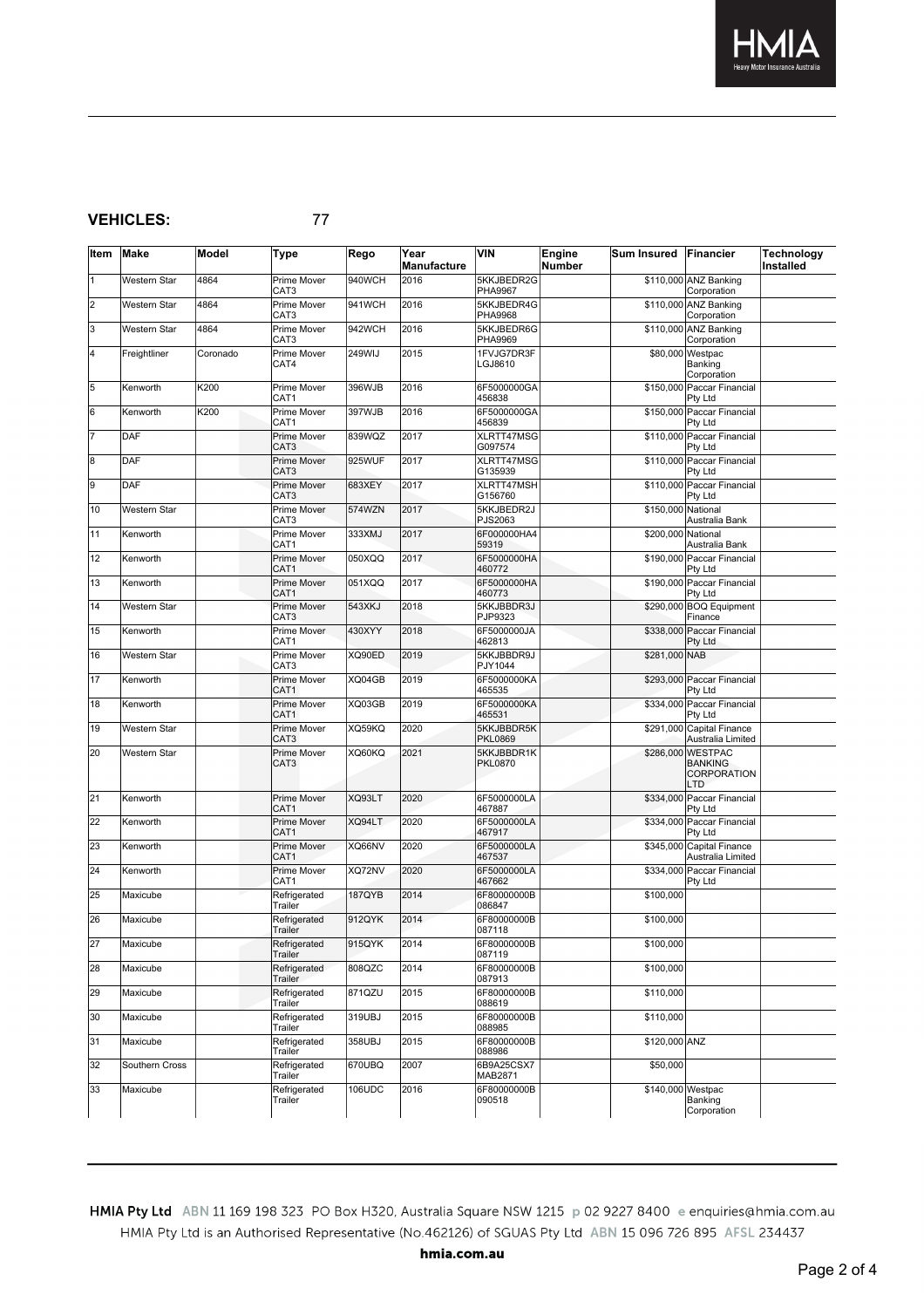**VEHICLES:** 77

| Item | Make | Model | Type | Rego | Year Manufacture | VIN | Engine Number | Sum Insured | Financier | Technology Installed |
|---|---|---|---|---|---|---|---|---|---|---|
| 1 | Western Star | 4864 | Prime Mover CAT3 | 940WCH | 2016 | 5KKJBEDR2GPHA9967 | | $110,000 | ANZ Banking Corporation | |
| 2 | Western Star | 4864 | Prime Mover CAT3 | 941WCH | 2016 | 5KKJBEDR4GPHA9968 | | $110,000 | ANZ Banking Corporation | |
| 3 | Western Star | 4864 | Prime Mover CAT3 | 942WCH | 2016 | 5KKJBEDR6GPHA9969 | | $110,000 | ANZ Banking Corporation | |
| 4 | Freightliner | Coronado | Prime Mover CAT4 | 249WIJ | 2015 | 1FVJG7DR3FLGJ8610 | | $80,000 | Westpac Banking Corporation | |
| 5 | Kenworth | K200 | Prime Mover CAT1 | 396WJB | 2016 | 6F5000000GA456838 | | $150,000 | Paccar Financial Pty Ltd | |
| 6 | Kenworth | K200 | Prime Mover CAT1 | 397WJB | 2016 | 6F5000000GA456839 | | $150,000 | Paccar Financial Pty Ltd | |
| 7 | DAF | | Prime Mover CAT3 | 839WQZ | 2017 | XLRTT47MSGG097574 | | $110,000 | Paccar Financial Pty Ltd | |
| 8 | DAF | | Prime Mover CAT3 | 925WUF | 2017 | XLRTT47MSGG135939 | | $110,000 | Paccar Financial Pty Ltd | |
| 9 | DAF | | Prime Mover CAT3 | 683XEY | 2017 | XLRTT47MSHG156760 | | $110,000 | Paccar Financial Pty Ltd | |
| 10 | Western Star | | Prime Mover CAT3 | 574WZN | 2017 | 5KKJBEDR2JPJS2063 | | $150,000 | National Australia Bank | |
| 11 | Kenworth | | Prime Mover CAT1 | 333XMJ | 2017 | 6F000000HA459319 | | $200,000 | National Australia Bank | |
| 12 | Kenworth | | Prime Mover CAT1 | 050XQQ | 2017 | 6F5000000HA460772 | | $190,000 | Paccar Financial Pty Ltd | |
| 13 | Kenworth | | Prime Mover CAT1 | 051XQQ | 2017 | 6F5000000HA460773 | | $190,000 | Paccar Financial Pty Ltd | |
| 14 | Western Star | | Prime Mover CAT3 | 543XKJ | 2018 | 5KKJBBDR3JPJP9323 | | $290,000 | BOQ Equipment Finance | |
| 15 | Kenworth | | Prime Mover CAT1 | 430XYY | 2018 | 6F5000000JA462813 | | $338,000 | Paccar Financial Pty Ltd | |
| 16 | Western Star | | Prime Mover CAT3 | XQ90ED | 2019 | 5KKJBBDR9JPJY1044 | | $281,000 | NAB | |
| 17 | Kenworth | | Prime Mover CAT1 | XQ04GB | 2019 | 6F5000000KA465535 | | $293,000 | Paccar Financial Pty Ltd | |
| 18 | Kenworth | | Prime Mover CAT1 | XQ03GB | 2019 | 6F5000000KA465531 | | $334,000 | Paccar Financial Pty Ltd | |
| 19 | Western Star | | Prime Mover CAT3 | XQ59KQ | 2020 | 5KKJBBDR5KPKL0869 | | $291,000 | Capital Finance Australia Limited | |
| 20 | Western Star | | Prime Mover CAT3 | XQ60KQ | 2021 | 5KKJBBDR1KPKL0870 | | $286,000 | WESTPAC BANKING CORPORATION LTD | |
| 21 | Kenworth | | Prime Mover CAT1 | XQ93LT | 2020 | 6F5000000LA467887 | | $334,000 | Paccar Financial Pty Ltd | |
| 22 | Kenworth | | Prime Mover CAT1 | XQ94LT | 2020 | 6F5000000LA467917 | | $334,000 | Paccar Financial Pty Ltd | |
| 23 | Kenworth | | Prime Mover CAT1 | XQ66NV | 2020 | 6F5000000LA467537 | | $345,000 | Capital Finance Australia Limited | |
| 24 | Kenworth | | Prime Mover CAT1 | XQ72NV | 2020 | 6F5000000LA467662 | | $334,000 | Paccar Financial Pty Ltd | |
| 25 | Maxicube | | Refrigerated Trailer | 187QYB | 2014 | 6F80000000B086847 | | $100,000 | | |
| 26 | Maxicube | | Refrigerated Trailer | 912QYK | 2014 | 6F80000000B087118 | | $100,000 | | |
| 27 | Maxicube | | Refrigerated Trailer | 915QYK | 2014 | 6F80000000B087119 | | $100,000 | | |
| 28 | Maxicube | | Refrigerated Trailer | 808QZC | 2014 | 6F80000000B087913 | | $100,000 | | |
| 29 | Maxicube | | Refrigerated Trailer | 871QZU | 2015 | 6F80000000B088619 | | $110,000 | | |
| 30 | Maxicube | | Refrigerated Trailer | 319UBJ | 2015 | 6F80000000B088985 | | $110,000 | | |
| 31 | Maxicube | | Refrigerated Trailer | 358UBJ | 2015 | 6F80000000B088986 | | $120,000 | ANZ | |
| 32 | Southern Cross | | Refrigerated Trailer | 670UBQ | 2007 | 6B9A25CSX7MAB2871 | | $50,000 | | |
| 33 | Maxicube | | Refrigerated Trailer | 106UDC | 2016 | 6F80000000B090518 | | $140,000 | Westpac Banking Corporation | |

**HMIA Pty Ltd** ABN 11 169 198 323 PO Box H320, Australia Square NSW 1215 p 02 9227 8400 e enquiries@hmia.com.au
HMIA Pty Ltd is an Authorised Representative (No.462126) of SGUAS Pty Ltd ABN 15 096 726 895 AFSL 234437
**hmia.com.au**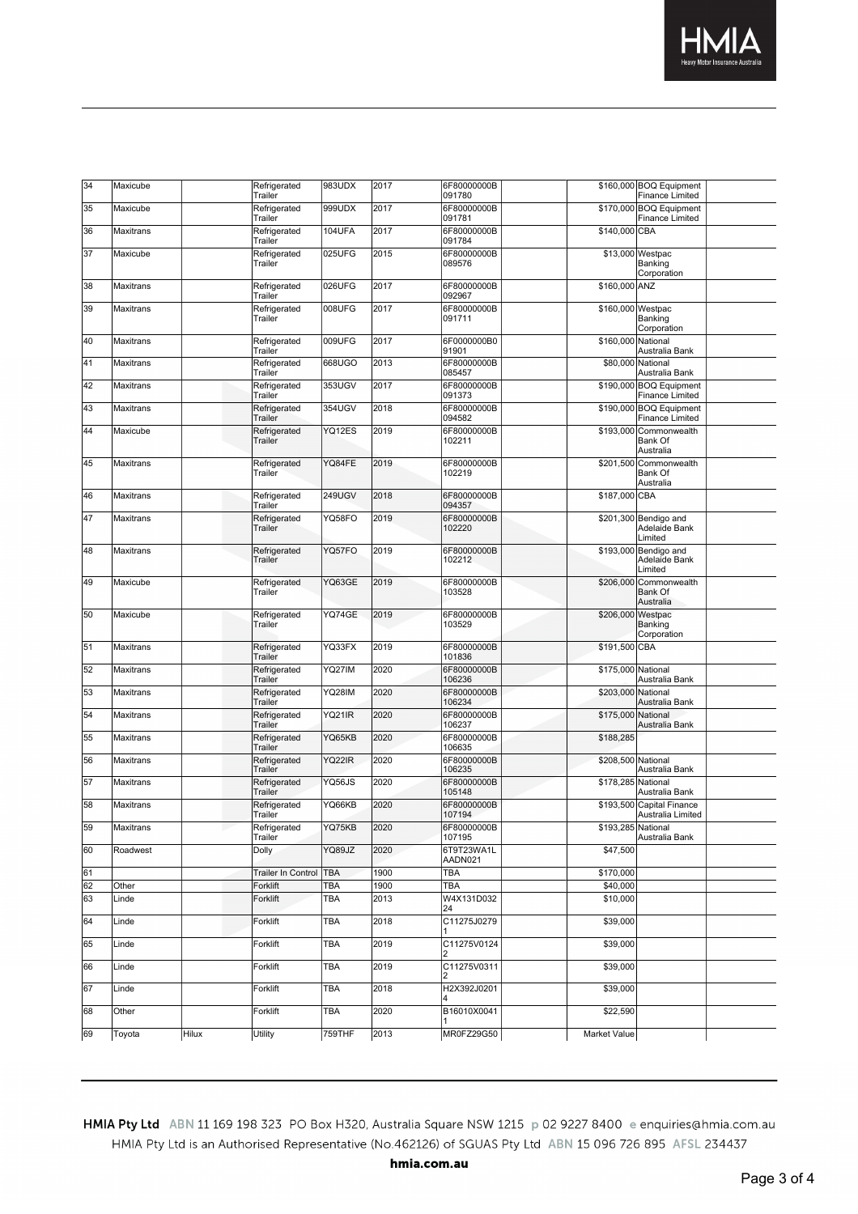| 34 | Maxicube | | Refrigerated Trailer | 983UDX | 2017 | 6F80000000B091780 | | $160,000 | BOQ Equipment Finance Limited | |
|---|---|---|---|---|---|---|---|---|---|---|
| 35 | Maxicube | | Refrigerated Trailer | 999UDX | 2017 | 6F80000000B091781 | | $170,000 | BOQ Equipment Finance Limited | |
| 36 | Maxitrans | | Refrigerated Trailer | 104UFA | 2017 | 6F80000000B091784 | | $140,000 | CBA | |
| 37 | Maxicube | | Refrigerated Trailer | 025UFG | 2015 | 6F80000000B089576 | | $13,000 | Westpac Banking Corporation | |
| 38 | Maxitrans | | Refrigerated Trailer | 026UFG | 2017 | 6F80000000B092967 | | $160,000 | ANZ | |
| 39 | Maxitrans | | Refrigerated Trailer | 008UFG | 2017 | 6F80000000B091711 | | $160,000 | Westpac Banking Corporation | |
| 40 | Maxitrans | | Refrigerated Trailer | 009UFG | 2017 | 6F0000000B091901 | | $160,000 | National Australia Bank | |
| 41 | Maxitrans | | Refrigerated Trailer | 668UGO | 2013 | 6F80000000B085457 | | $80,000 | National Australia Bank | |
| 42 | Maxitrans | | Refrigerated Trailer | 353UGV | 2017 | 6F80000000B091373 | | $190,000 | BOQ Equipment Finance Limited | |
| 43 | Maxitrans | | Refrigerated Trailer | 354UGV | 2018 | 6F80000000B094582 | | $190,000 | BOQ Equipment Finance Limited | |
| 44 | Maxicube | | Refrigerated Trailer | YQ12ES | 2019 | 6F80000000B102211 | | $193,000 | Commonwealth Bank Of Australia | |
| 45 | Maxitrans | | Refrigerated Trailer | YQ84FE | 2019 | 6F80000000B102219 | | $201,500 | Commonwealth Bank Of Australia | |
| 46 | Maxitrans | | Refrigerated Trailer | 249UGV | 2018 | 6F80000000B094357 | | $187,000 | CBA | |
| 47 | Maxitrans | | Refrigerated Trailer | YQ58FO | 2019 | 6F80000000B102220 | | $201,300 | Bendigo and Adelaide Bank Limited | |
| 48 | Maxitrans | | Refrigerated Trailer | YQ57FO | 2019 | 6F80000000B102212 | | $193,000 | Bendigo and Adelaide Bank Limited | |
| 49 | Maxicube | | Refrigerated Trailer | YQ63GE | 2019 | 6F80000000B103528 | | $206,000 | Commonwealth Bank Of Australia | |
| 50 | Maxicube | | Refrigerated Trailer | YQ74GE | 2019 | 6F80000000B103529 | | $206,000 | Westpac Banking Corporation | |
| 51 | Maxitrans | | Refrigerated Trailer | YQ33FX | 2019 | 6F80000000B101836 | | $191,500 | CBA | |
| 52 | Maxitrans | | Refrigerated Trailer | YQ27IM | 2020 | 6F80000000B106236 | | $175,000 | National Australia Bank | |
| 53 | Maxitrans | | Refrigerated Trailer | YQ28IM | 2020 | 6F80000000B106234 | | $203,000 | National Australia Bank | |
| 54 | Maxitrans | | Refrigerated Trailer | YQ21IR | 2020 | 6F80000000B106237 | | $175,000 | National Australia Bank | |
| 55 | Maxitrans | | Refrigerated Trailer | YQ65KB | 2020 | 6F80000000B106635 | | $188,285 | | |
| 56 | Maxitrans | | Refrigerated Trailer | YQ22IR | 2020 | 6F80000000B106235 | | $208,500 | National Australia Bank | |
| 57 | Maxitrans | | Refrigerated Trailer | YQ56JS | 2020 | 6F80000000B105148 | | $178,285 | National Australia Bank | |
| 58 | Maxitrans | | Refrigerated Trailer | YQ66KB | 2020 | 6F80000000B107194 | | $193,500 | Capital Finance Australia Limited | |
| 59 | Maxitrans | | Refrigerated Trailer | YQ75KB | 2020 | 6F80000000B107195 | | $193,285 | National Australia Bank | |
| 60 | Roadwest | | Dolly | YQ89JZ | 2020 | 6T9T23WA1LAADN021 | | $47,500 | | |
| 61 | | | Trailer In Control | TBA | 1900 | TBA | | $170,000 | | |
| 62 | Other | | Forklift | TBA | 1900 | TBA | | $40,000 | | |
| 63 | Linde | | Forklift | TBA | 2013 | W4X131D03224 | | $10,000 | | |
| 64 | Linde | | Forklift | TBA | 2018 | C11275J02791 | | $39,000 | | |
| 65 | Linde | | Forklift | TBA | 2019 | C11275V01242 | | $39,000 | | |
| 66 | Linde | | Forklift | TBA | 2019 | C11275V03112 | | $39,000 | | |
| 67 | Linde | | Forklift | TBA | 2018 | H2X392J02014 | | $39,000 | | |
| 68 | Other | | Forklift | TBA | 2020 | B16010X00411 | | $22,590 | | |
| 69 | Toyota | Hilux | Utility | 759THF | 2013 | MR0FZ29G50 | | Market Value | | |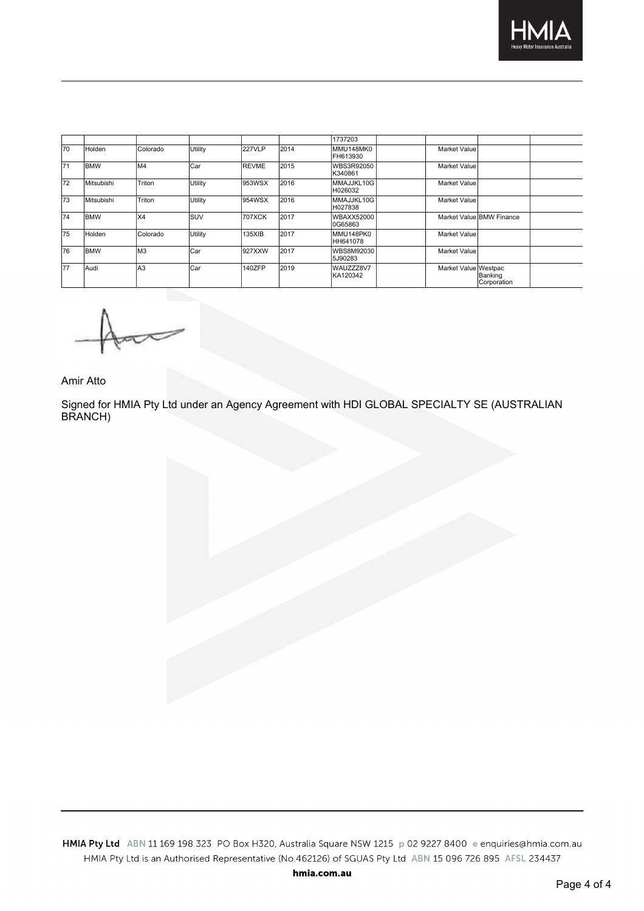| | | | | | | | | | | |
|---|---|---|---|---|---|---|---|---|---|---|
| | | | | | | 1737203 | | | | |
| 70 | Holden | Colorado | Utility | 227VLP | 2014 | MMU148MK0FH613930 | | Market Value | | |
| 71 | BMW | M4 | Car | REVME | 2015 | WBS3R92050K340861 | | Market Value | | |
| 72 | Mitsubishi | Triton | Utility | 953WSX | 2016 | MMAJJKL10GH026032 | | Market Value | | |
| 73 | Mitsubishi | Triton | Utility | 954WSX | 2016 | MMAJJKL10GH027838 | | Market Value | | |
| 74 | BMW | X4 | SUV | 707XCK | 2017 | WBAXX520000G65863 | | Market Value | BMW Finance | |
| 75 | Holden | Colorado | Utility | 135XIB | 2017 | MMU148PK0HH641078 | | Market Value | | |
| 76 | BMW | M3 | Car | 927XXW | 2017 | WBS8M920305J90283 | | Market Value | | |
| 77 | Audi | A3 | Car | 140ZFP | 2019 | WAUZZZ8V7KA120342 | | Market Value | Westpac Banking Corporation | |

Amir Atto

Signed for HMIA Pty Ltd under an Agency Agreement with HDI GLOBAL SPECIALTY SE (AUSTRALIAN BRANCH)

HMIA Pty Ltd ABN 11 169 198 323 PO Box H320, Australia Square NSW 1215 p 02 9227 8400 e enquiries@hmia.com.au
HMIA Pty Ltd is an Authorised Representative (No.462126) of SGUAS Pty Ltd ABN 15 096 726 895 AFSL 234437
hmia.com.au